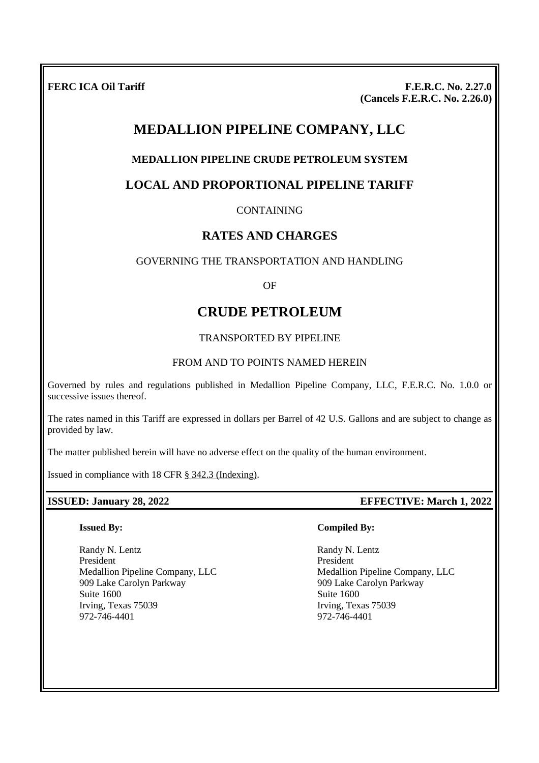**FERC ICA Oil Tariff**

**F.E.R.C. No. 2.27.0**
**(Cancels F.E.R.C. No. 2.26.0)**

# MEDALLION PIPELINE COMPANY, LLC

### MEDALLION PIPELINE CRUDE PETROLEUM SYSTEM

## LOCAL AND PROPORTIONAL PIPELINE TARIFF

CONTAINING

## RATES AND CHARGES

GOVERNING THE TRANSPORTATION AND HANDLING

OF

# CRUDE PETROLEUM

TRANSPORTED BY PIPELINE

FROM AND TO POINTS NAMED HEREIN

Governed by rules and regulations published in Medallion Pipeline Company, LLC, F.E.R.C. No. 1.0.0 or successive issues thereof.

The rates named in this Tariff are expressed in dollars per Barrel of 42 U.S. Gallons and are subject to change as provided by law.

The matter published herein will have no adverse effect on the quality of the human environment.

Issued in compliance with 18 CFR § 342.3 (Indexing).

**ISSUED: January 28, 2022** **EFFECTIVE: March 1, 2022**

**Issued By:**

Randy N. Lentz
President
Medallion Pipeline Company, LLC
909 Lake Carolyn Parkway
Suite 1600
Irving, Texas 75039
972-746-4401

**Compiled By:**

Randy N. Lentz
President
Medallion Pipeline Company, LLC
909 Lake Carolyn Parkway
Suite 1600
Irving, Texas 75039
972-746-4401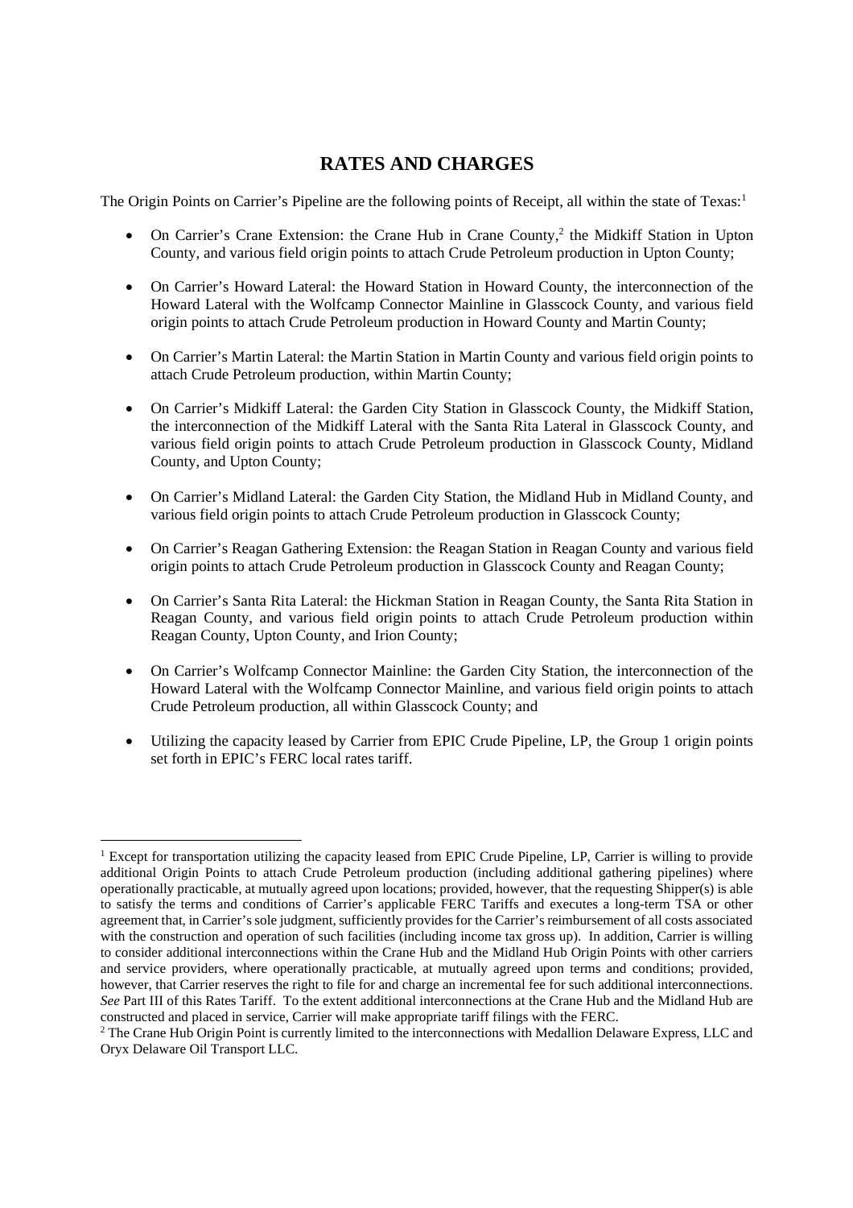# RATES AND CHARGES

The Origin Points on Carrier's Pipeline are the following points of Receipt, all within the state of Texas:[1]

- On Carrier's Crane Extension: the Crane Hub in Crane County,[2] the Midkiff Station in Upton County, and various field origin points to attach Crude Petroleum production in Upton County;
- On Carrier's Howard Lateral: the Howard Station in Howard County, the interconnection of the Howard Lateral with the Wolfcamp Connector Mainline in Glasscock County, and various field origin points to attach Crude Petroleum production in Howard County and Martin County;
- On Carrier's Martin Lateral: the Martin Station in Martin County and various field origin points to attach Crude Petroleum production, within Martin County;
- On Carrier's Midkiff Lateral: the Garden City Station in Glasscock County, the Midkiff Station, the interconnection of the Midkiff Lateral with the Santa Rita Lateral in Glasscock County, and various field origin points to attach Crude Petroleum production in Glasscock County, Midland County, and Upton County;
- On Carrier's Midland Lateral: the Garden City Station, the Midland Hub in Midland County, and various field origin points to attach Crude Petroleum production in Glasscock County;
- On Carrier's Reagan Gathering Extension: the Reagan Station in Reagan County and various field origin points to attach Crude Petroleum production in Glasscock County and Reagan County;
- On Carrier's Santa Rita Lateral: the Hickman Station in Reagan County, the Santa Rita Station in Reagan County, and various field origin points to attach Crude Petroleum production within Reagan County, Upton County, and Irion County;
- On Carrier's Wolfcamp Connector Mainline: the Garden City Station, the interconnection of the Howard Lateral with the Wolfcamp Connector Mainline, and various field origin points to attach Crude Petroleum production, all within Glasscock County; and
- Utilizing the capacity leased by Carrier from EPIC Crude Pipeline, LP, the Group 1 origin points set forth in EPIC's FERC local rates tariff.

---

[1] Except for transportation utilizing the capacity leased from EPIC Crude Pipeline, LP, Carrier is willing to provide additional Origin Points to attach Crude Petroleum production (including additional gathering pipelines) where operationally practicable, at mutually agreed upon locations; provided, however, that the requesting Shipper(s) is able to satisfy the terms and conditions of Carrier's applicable FERC Tariffs and executes a long-term TSA or other agreement that, in Carrier's sole judgment, sufficiently provides for the Carrier's reimbursement of all costs associated with the construction and operation of such facilities (including income tax gross up). In addition, Carrier is willing to consider additional interconnections within the Crane Hub and the Midland Hub Origin Points with other carriers and service providers, where operationally practicable, at mutually agreed upon terms and conditions; provided, however, that Carrier reserves the right to file for and charge an incremental fee for such additional interconnections. *See* Part III of this Rates Tariff. To the extent additional interconnections at the Crane Hub and the Midland Hub are constructed and placed in service, Carrier will make appropriate tariff filings with the FERC.

[2] The Crane Hub Origin Point is currently limited to the interconnections with Medallion Delaware Express, LLC and Oryx Delaware Oil Transport LLC.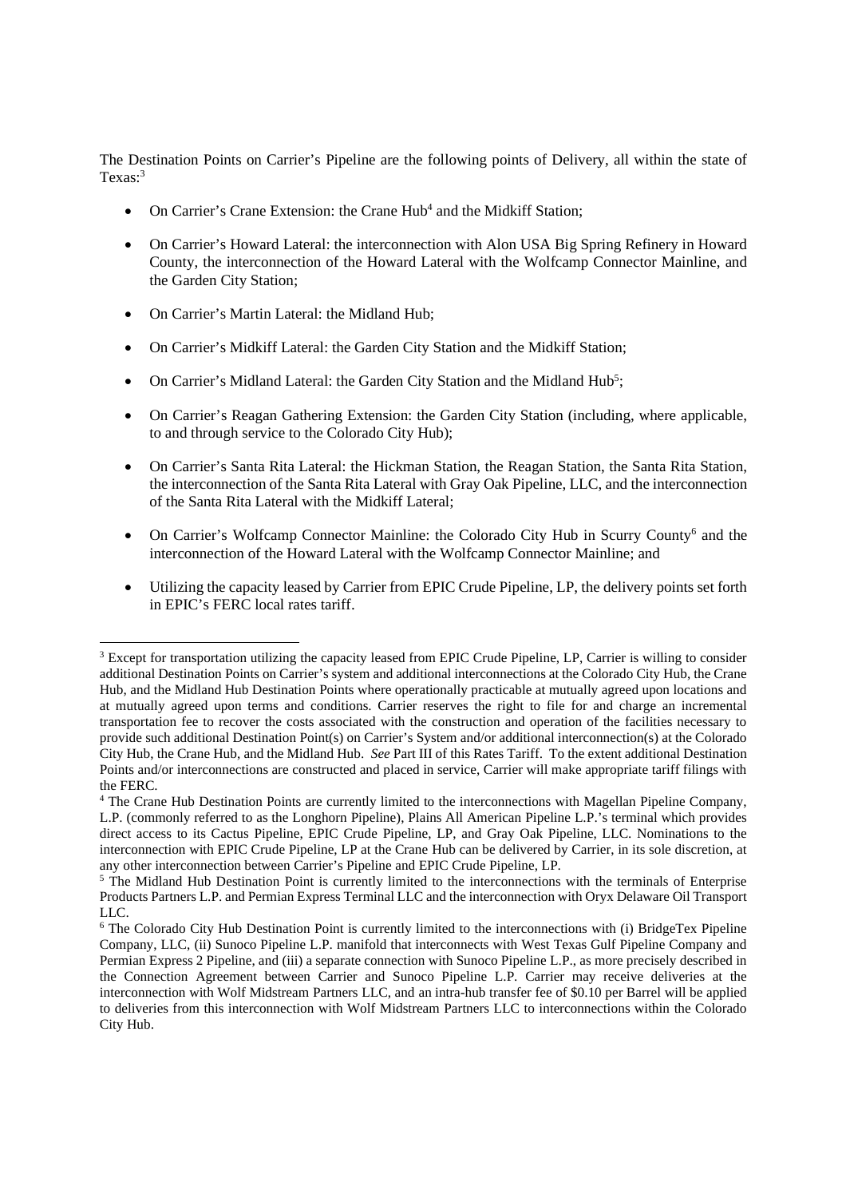The Destination Points on Carrier's Pipeline are the following points of Delivery, all within the state of Texas:[3]

- On Carrier's Crane Extension: the Crane Hub[4] and the Midkiff Station;
- On Carrier's Howard Lateral: the interconnection with Alon USA Big Spring Refinery in Howard County, the interconnection of the Howard Lateral with the Wolfcamp Connector Mainline, and the Garden City Station;
- On Carrier's Martin Lateral: the Midland Hub;
- On Carrier's Midkiff Lateral: the Garden City Station and the Midkiff Station;
- On Carrier's Midland Lateral: the Garden City Station and the Midland Hub[5];
- On Carrier's Reagan Gathering Extension: the Garden City Station (including, where applicable, to and through service to the Colorado City Hub);
- On Carrier's Santa Rita Lateral: the Hickman Station, the Reagan Station, the Santa Rita Station, the interconnection of the Santa Rita Lateral with Gray Oak Pipeline, LLC, and the interconnection of the Santa Rita Lateral with the Midkiff Lateral;
- On Carrier's Wolfcamp Connector Mainline: the Colorado City Hub in Scurry County[6] and the interconnection of the Howard Lateral with the Wolfcamp Connector Mainline; and
- Utilizing the capacity leased by Carrier from EPIC Crude Pipeline, LP, the delivery points set forth in EPIC's FERC local rates tariff.

---

[3] Except for transportation utilizing the capacity leased from EPIC Crude Pipeline, LP, Carrier is willing to consider additional Destination Points on Carrier's system and additional interconnections at the Colorado City Hub, the Crane Hub, and the Midland Hub Destination Points where operationally practicable at mutually agreed upon locations and at mutually agreed upon terms and conditions. Carrier reserves the right to file for and charge an incremental transportation fee to recover the costs associated with the construction and operation of the facilities necessary to provide such additional Destination Point(s) on Carrier's System and/or additional interconnection(s) at the Colorado City Hub, the Crane Hub, and the Midland Hub. *See* Part III of this Rates Tariff. To the extent additional Destination Points and/or interconnections are constructed and placed in service, Carrier will make appropriate tariff filings with the FERC.

[4] The Crane Hub Destination Points are currently limited to the interconnections with Magellan Pipeline Company, L.P. (commonly referred to as the Longhorn Pipeline), Plains All American Pipeline L.P.'s terminal which provides direct access to its Cactus Pipeline, EPIC Crude Pipeline, LP, and Gray Oak Pipeline, LLC. Nominations to the interconnection with EPIC Crude Pipeline, LP at the Crane Hub can be delivered by Carrier, in its sole discretion, at any other interconnection between Carrier's Pipeline and EPIC Crude Pipeline, LP.

[5] The Midland Hub Destination Point is currently limited to the interconnections with the terminals of Enterprise Products Partners L.P. and Permian Express Terminal LLC and the interconnection with Oryx Delaware Oil Transport LLC.

[6] The Colorado City Hub Destination Point is currently limited to the interconnections with (i) BridgeTex Pipeline Company, LLC, (ii) Sunoco Pipeline L.P. manifold that interconnects with West Texas Gulf Pipeline Company and Permian Express 2 Pipeline, and (iii) a separate connection with Sunoco Pipeline L.P., as more precisely described in the Connection Agreement between Carrier and Sunoco Pipeline L.P. Carrier may receive deliveries at the interconnection with Wolf Midstream Partners LLC, and an intra-hub transfer fee of $0.10 per Barrel will be applied to deliveries from this interconnection with Wolf Midstream Partners LLC to interconnections within the Colorado City Hub.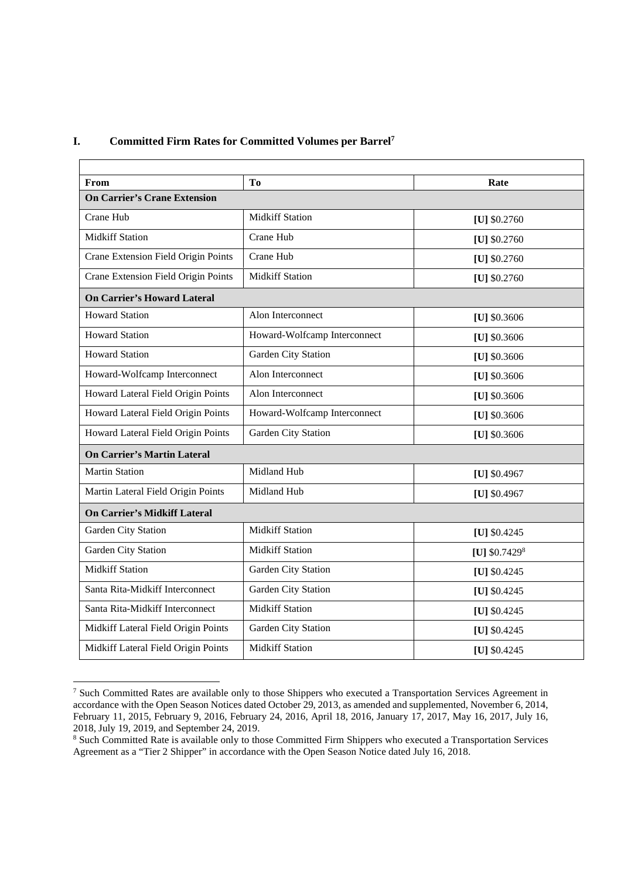## I. Committed Firm Rates for Committed Volumes per Barrel[7]

| From | To | Rate |
|---|---|---|
| **On Carrier's Crane Extension** | | |
| Crane Hub | Midkiff Station | **[U]** $0.2760 |
| Midkiff Station | Crane Hub | **[U]** $0.2760 |
| Crane Extension Field Origin Points | Crane Hub | **[U]** $0.2760 |
| Crane Extension Field Origin Points | Midkiff Station | **[U]** $0.2760 |
| **On Carrier's Howard Lateral** | | |
| Howard Station | Alon Interconnect | **[U]** $0.3606 |
| Howard Station | Howard-Wolfcamp Interconnect | **[U]** $0.3606 |
| Howard Station | Garden City Station | **[U]** $0.3606 |
| Howard-Wolfcamp Interconnect | Alon Interconnect | **[U]** $0.3606 |
| Howard Lateral Field Origin Points | Alon Interconnect | **[U]** $0.3606 |
| Howard Lateral Field Origin Points | Howard-Wolfcamp Interconnect | **[U]** $0.3606 |
| Howard Lateral Field Origin Points | Garden City Station | **[U]** $0.3606 |
| **On Carrier's Martin Lateral** | | |
| Martin Station | Midland Hub | **[U]** $0.4967 |
| Martin Lateral Field Origin Points | Midland Hub | **[U]** $0.4967 |
| **On Carrier's Midkiff Lateral** | | |
| Garden City Station | Midkiff Station | **[U]** $0.4245 |
| Garden City Station | Midkiff Station | **[U]** $0.7429[8] |
| Midkiff Station | Garden City Station | **[U]** $0.4245 |
| Santa Rita-Midkiff Interconnect | Garden City Station | **[U]** $0.4245 |
| Santa Rita-Midkiff Interconnect | Midkiff Station | **[U]** $0.4245 |
| Midkiff Lateral Field Origin Points | Garden City Station | **[U]** $0.4245 |
| Midkiff Lateral Field Origin Points | Midkiff Station | **[U]** $0.4245 |

[7] Such Committed Rates are available only to those Shippers who executed a Transportation Services Agreement in accordance with the Open Season Notices dated October 29, 2013, as amended and supplemented, November 6, 2014, February 11, 2015, February 9, 2016, February 24, 2016, April 18, 2016, January 17, 2017, May 16, 2017, July 16, 2018, July 19, 2019, and September 24, 2019.

[8] Such Committed Rate is available only to those Committed Firm Shippers who executed a Transportation Services Agreement as a "Tier 2 Shipper" in accordance with the Open Season Notice dated July 16, 2018.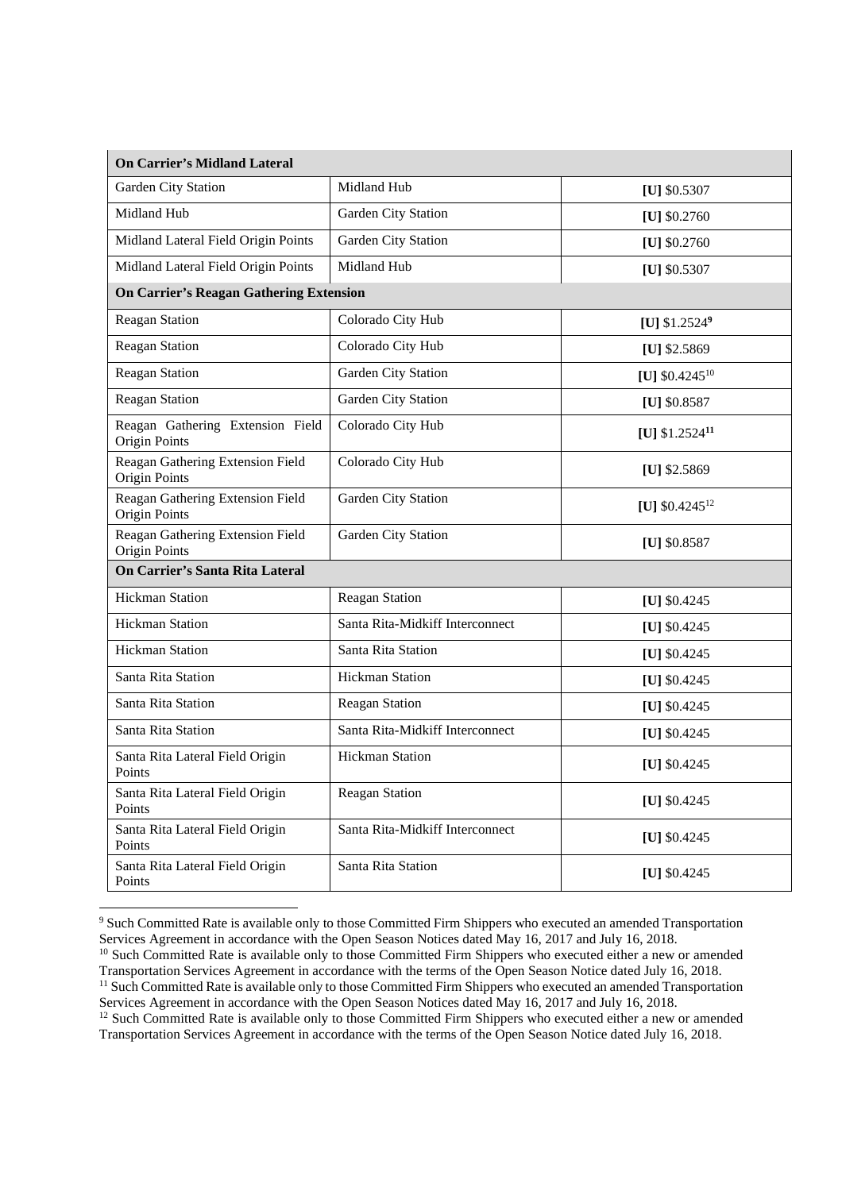| On Carrier's Midland Lateral | | |
|---|---|---|
| Garden City Station | Midland Hub | **[U]** $0.5307 |
| Midland Hub | Garden City Station | **[U]** $0.2760 |
| Midland Lateral Field Origin Points | Garden City Station | **[U]** $0.2760 |
| Midland Lateral Field Origin Points | Midland Hub | **[U]** $0.5307 |
| **On Carrier's Reagan Gathering Extension** | | |
| Reagan Station | Colorado City Hub | **[U]** $1.2524[9] |
| Reagan Station | Colorado City Hub | **[U]** $2.5869 |
| Reagan Station | Garden City Station | **[U]** $0.4245[10] |
| Reagan Station | Garden City Station | **[U]** $0.8587 |
| Reagan Gathering Extension Field Origin Points | Colorado City Hub | **[U]** $1.2524[11] |
| Reagan Gathering Extension Field Origin Points | Colorado City Hub | **[U]** $2.5869 |
| Reagan Gathering Extension Field Origin Points | Garden City Station | **[U]** $0.4245[12] |
| Reagan Gathering Extension Field Origin Points | Garden City Station | **[U]** $0.8587 |
| **On Carrier's Santa Rita Lateral** | | |
| Hickman Station | Reagan Station | **[U]** $0.4245 |
| Hickman Station | Santa Rita-Midkiff Interconnect | **[U]** $0.4245 |
| Hickman Station | Santa Rita Station | **[U]** $0.4245 |
| Santa Rita Station | Hickman Station | **[U]** $0.4245 |
| Santa Rita Station | Reagan Station | **[U]** $0.4245 |
| Santa Rita Station | Santa Rita-Midkiff Interconnect | **[U]** $0.4245 |
| Santa Rita Lateral Field Origin Points | Hickman Station | **[U]** $0.4245 |
| Santa Rita Lateral Field Origin Points | Reagan Station | **[U]** $0.4245 |
| Santa Rita Lateral Field Origin Points | Santa Rita-Midkiff Interconnect | **[U]** $0.4245 |
| Santa Rita Lateral Field Origin Points | Santa Rita Station | **[U]** $0.4245 |

[9] Such Committed Rate is available only to those Committed Firm Shippers who executed an amended Transportation Services Agreement in accordance with the Open Season Notices dated May 16, 2017 and July 16, 2018.

[10] Such Committed Rate is available only to those Committed Firm Shippers who executed either a new or amended Transportation Services Agreement in accordance with the terms of the Open Season Notice dated July 16, 2018.

[11] Such Committed Rate is available only to those Committed Firm Shippers who executed an amended Transportation Services Agreement in accordance with the Open Season Notices dated May 16, 2017 and July 16, 2018.

[12] Such Committed Rate is available only to those Committed Firm Shippers who executed either a new or amended Transportation Services Agreement in accordance with the terms of the Open Season Notice dated July 16, 2018.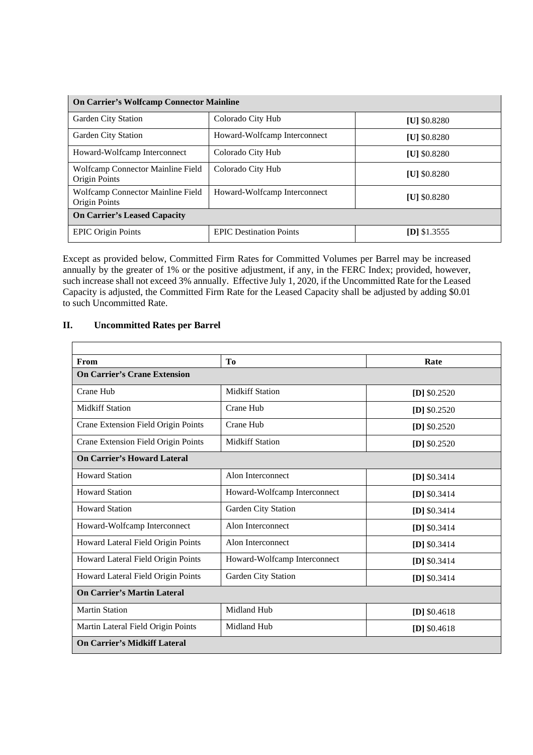| On Carrier's Wolfcamp Connector Mainline | | |
|---|---|---|
| Garden City Station | Colorado City Hub | **[U]** $0.8280 |
| Garden City Station | Howard-Wolfcamp Interconnect | **[U]** $0.8280 |
| Howard-Wolfcamp Interconnect | Colorado City Hub | **[U]** $0.8280 |
| Wolfcamp Connector Mainline Field Origin Points | Colorado City Hub | **[U]** $0.8280 |
| Wolfcamp Connector Mainline Field Origin Points | Howard-Wolfcamp Interconnect | **[U]** $0.8280 |
| **On Carrier's Leased Capacity** | | |
| EPIC Origin Points | EPIC Destination Points | **[D]** $1.3555 |

Except as provided below, Committed Firm Rates for Committed Volumes per Barrel may be increased annually by the greater of 1% or the positive adjustment, if any, in the FERC Index; provided, however, such increase shall not exceed 3% annually. Effective July 1, 2020, if the Uncommitted Rate for the Leased Capacity is adjusted, the Committed Firm Rate for the Leased Capacity shall be adjusted by adding $0.01 to such Uncommitted Rate.

## II. Uncommitted Rates per Barrel

| From | To | Rate |
|---|---|---|
| **On Carrier's Crane Extension** | | |
| Crane Hub | Midkiff Station | **[D]** $0.2520 |
| Midkiff Station | Crane Hub | **[D]** $0.2520 |
| Crane Extension Field Origin Points | Crane Hub | **[D]** $0.2520 |
| Crane Extension Field Origin Points | Midkiff Station | **[D]** $0.2520 |
| **On Carrier's Howard Lateral** | | |
| Howard Station | Alon Interconnect | **[D]** $0.3414 |
| Howard Station | Howard-Wolfcamp Interconnect | **[D]** $0.3414 |
| Howard Station | Garden City Station | **[D]** $0.3414 |
| Howard-Wolfcamp Interconnect | Alon Interconnect | **[D]** $0.3414 |
| Howard Lateral Field Origin Points | Alon Interconnect | **[D]** $0.3414 |
| Howard Lateral Field Origin Points | Howard-Wolfcamp Interconnect | **[D]** $0.3414 |
| Howard Lateral Field Origin Points | Garden City Station | **[D]** $0.3414 |
| **On Carrier's Martin Lateral** | | |
| Martin Station | Midland Hub | **[D]** $0.4618 |
| Martin Lateral Field Origin Points | Midland Hub | **[D]** $0.4618 |
| **On Carrier's Midkiff Lateral** | | |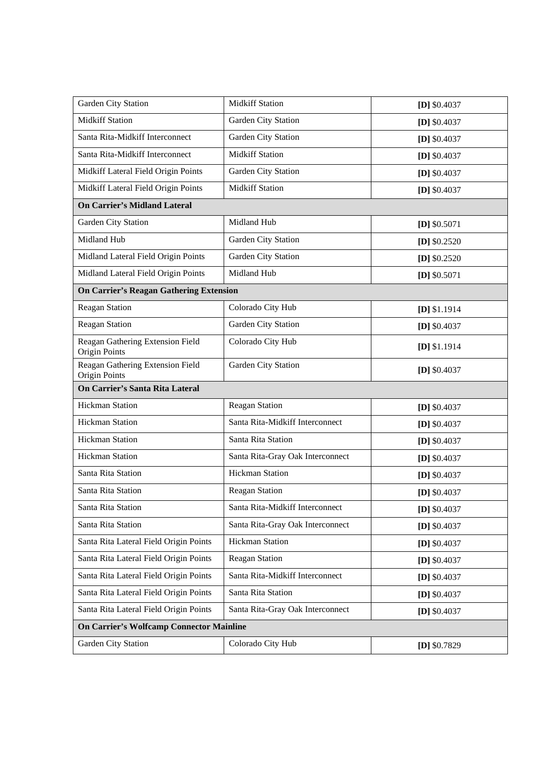| | | |
|---|---|---|
| Garden City Station | Midkiff Station | **[D]** $0.4037 |
| Midkiff Station | Garden City Station | **[D]** $0.4037 |
| Santa Rita-Midkiff Interconnect | Garden City Station | **[D]** $0.4037 |
| Santa Rita-Midkiff Interconnect | Midkiff Station | **[D]** $0.4037 |
| Midkiff Lateral Field Origin Points | Garden City Station | **[D]** $0.4037 |
| Midkiff Lateral Field Origin Points | Midkiff Station | **[D]** $0.4037 |
| **On Carrier's Midland Lateral** | | |
| Garden City Station | Midland Hub | **[D]** $0.5071 |
| Midland Hub | Garden City Station | **[D]** $0.2520 |
| Midland Lateral Field Origin Points | Garden City Station | **[D]** $0.2520 |
| Midland Lateral Field Origin Points | Midland Hub | **[D]** $0.5071 |
| **On Carrier's Reagan Gathering Extension** | | |
| Reagan Station | Colorado City Hub | **[D]** $1.1914 |
| Reagan Station | Garden City Station | **[D]** $0.4037 |
| Reagan Gathering Extension Field Origin Points | Colorado City Hub | **[D]** $1.1914 |
| Reagan Gathering Extension Field Origin Points | Garden City Station | **[D]** $0.4037 |
| **On Carrier's Santa Rita Lateral** | | |
| Hickman Station | Reagan Station | **[D]** $0.4037 |
| Hickman Station | Santa Rita-Midkiff Interconnect | **[D]** $0.4037 |
| Hickman Station | Santa Rita Station | **[D]** $0.4037 |
| Hickman Station | Santa Rita-Gray Oak Interconnect | **[D]** $0.4037 |
| Santa Rita Station | Hickman Station | **[D]** $0.4037 |
| Santa Rita Station | Reagan Station | **[D]** $0.4037 |
| Santa Rita Station | Santa Rita-Midkiff Interconnect | **[D]** $0.4037 |
| Santa Rita Station | Santa Rita-Gray Oak Interconnect | **[D]** $0.4037 |
| Santa Rita Lateral Field Origin Points | Hickman Station | **[D]** $0.4037 |
| Santa Rita Lateral Field Origin Points | Reagan Station | **[D]** $0.4037 |
| Santa Rita Lateral Field Origin Points | Santa Rita-Midkiff Interconnect | **[D]** $0.4037 |
| Santa Rita Lateral Field Origin Points | Santa Rita Station | **[D]** $0.4037 |
| Santa Rita Lateral Field Origin Points | Santa Rita-Gray Oak Interconnect | **[D]** $0.4037 |
| **On Carrier's Wolfcamp Connector Mainline** | | |
| Garden City Station | Colorado City Hub | **[D]** $0.7829 |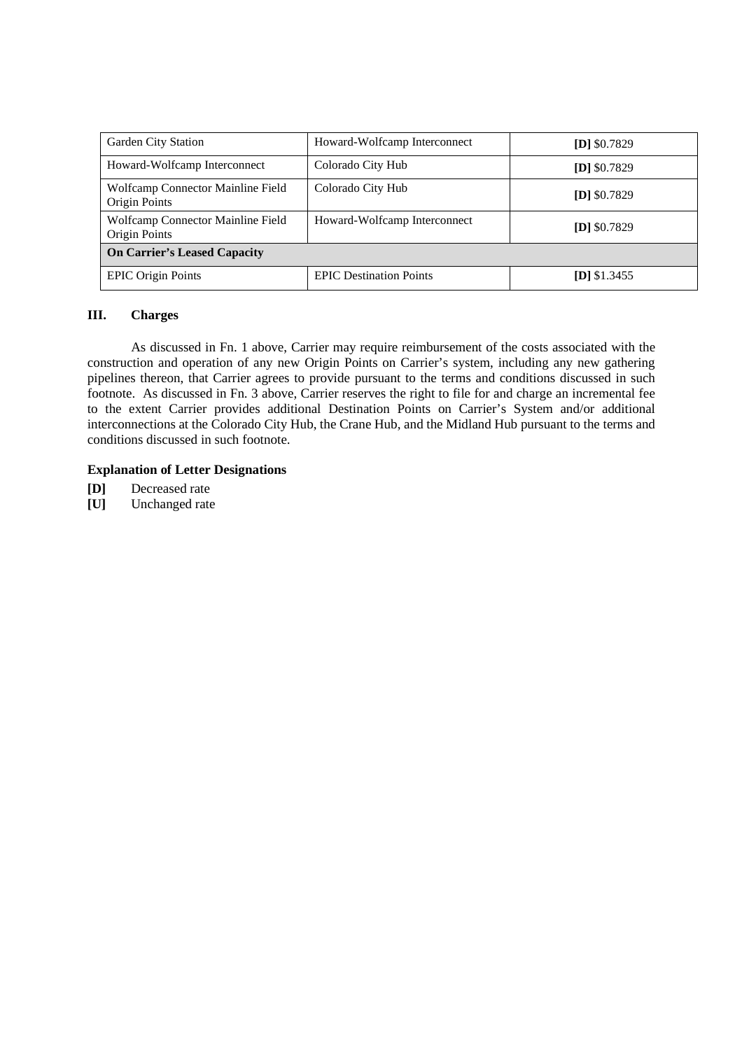| | | |
|---|---|---|
| Garden City Station | Howard-Wolfcamp Interconnect | **[D]** $0.7829 |
| Howard-Wolfcamp Interconnect | Colorado City Hub | **[D]** $0.7829 |
| Wolfcamp Connector Mainline Field Origin Points | Colorado City Hub | **[D]** $0.7829 |
| Wolfcamp Connector Mainline Field Origin Points | Howard-Wolfcamp Interconnect | **[D]** $0.7829 |
| **On Carrier's Leased Capacity** | | |
| EPIC Origin Points | EPIC Destination Points | **[D]** $1.3455 |

## III. Charges

As discussed in Fn. 1 above, Carrier may require reimbursement of the costs associated with the construction and operation of any new Origin Points on Carrier's system, including any new gathering pipelines thereon, that Carrier agrees to provide pursuant to the terms and conditions discussed in such footnote. As discussed in Fn. 3 above, Carrier reserves the right to file for and charge an incremental fee to the extent Carrier provides additional Destination Points on Carrier's System and/or additional interconnections at the Colorado City Hub, the Crane Hub, and the Midland Hub pursuant to the terms and conditions discussed in such footnote.

### Explanation of Letter Designations

**[D]** Decreased rate
**[U]** Unchanged rate